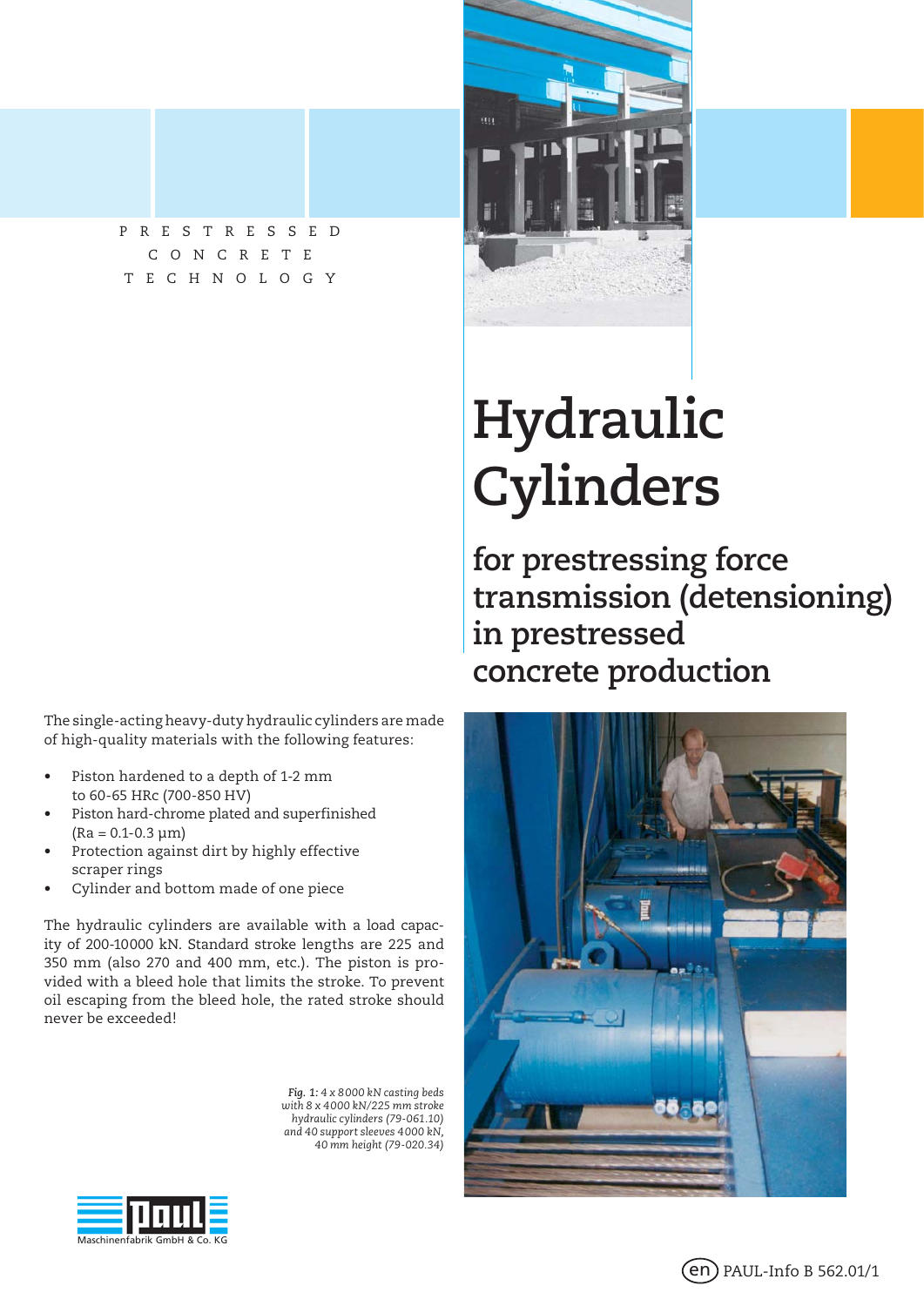PRESTRESSED CONCRETE TECHNOLOGY

# Hydraulic Cylinders

## for prestressing force transmission (detensioning) in prestressed concrete production

The single-acting heavy-duty hydraulic cylinders are made of high-quality materials with the following features:

- Piston hardened to a depth of 1-2 mm to 60-65 HRc (700-850 HV)
- Piston hard-chrome plated and superfinished (Ra = 0.1-0.3 µm)
- Protection against dirt by highly effective scraper rings
- Cylinder and bottom made of one piece

The hydraulic cylinders are available with a load capacity of 200-10000 kN. Standard stroke lengths are 225 and 350 mm (also 270 and 400 mm, etc.). The piston is provided with a bleed hole that limits the stroke. To prevent oil escaping from the bleed hole, the rated stroke should never be exceeded!

*Fig. 1: 4 x 8000 kN casting beds with 8 x 4000 kN/225 mm stroke hydraulic cylinders (79-061.10) and 40 support sleeves 4000 kN, 40 mm height (79-020.34)*

Maschinenfabrik GmbH & Co. KG

(en) PAUL-Info B 562.01/1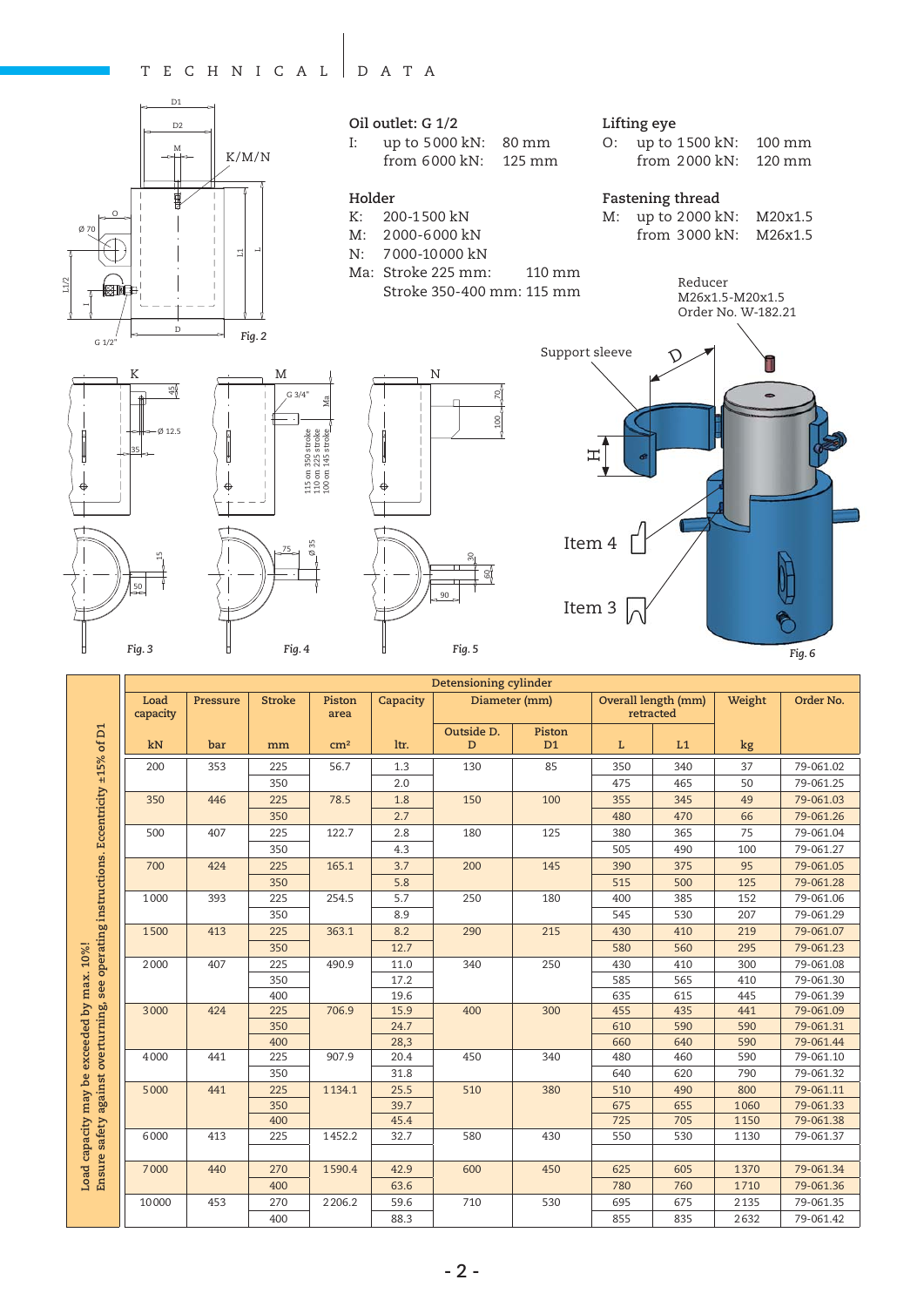# TECHNICAL DATA

**Oil outlet: G 1/2**
I: up to 5000 kN: 80 mm
from 6000 kN: 125 mm

**Holder**
K: 200-1500 kN
M: 2000-6000 kN
N: 7000-10000 kN
Ma: Stroke 225 mm: 110 mm
Stroke 350-400 mm: 115 mm

**Lifting eye**
O: up to 1500 kN: 100 mm
from 2000 kN: 120 mm

**Fastening thread**
M: up to 2000 kN: M20x1.5
from 3000 kN: M26x1.5

Reducer
M26x1.5-M20x1.5
Order No. W-182.21

Support sleeve

Item 4

Item 3

*Fig. 2* *Fig. 3* *Fig. 4* *Fig. 5* *Fig. 6*

Load capacity may be exceeded by max. 10%!
Ensure safety against overturning, see operating instructions. Eccentricity ±15% of D1

| Detensioning cylinder | | | | | | | | | | |
|---|---|---|---|---|---|---|---|---|---|---|
| Load capacity | Pressure | Stroke | Piston area | Capacity | Diameter (mm) | | Overall length (mm) retracted | | Weight | Order No. |
| | | | | | Outside D. D | Piston D1 | | | | |
| kN | bar | mm | cm² | ltr. | | | L | L1 | kg | |
| 200 | 353 | 225 | 56.7 | 1.3 | 130 | 85 | 350 | 340 | 37 | 79-061.02 |
| | | 350 | | 2.0 | | | 475 | 465 | 50 | 79-061.25 |
| 350 | 446 | 225 | 78.5 | 1.8 | 150 | 100 | 355 | 345 | 49 | 79-061.03 |
| | | 350 | | 2.7 | | | 480 | 470 | 66 | 79-061.26 |
| 500 | 407 | 225 | 122.7 | 2.8 | 180 | 125 | 380 | 365 | 75 | 79-061.04 |
| | | 350 | | 4.3 | | | 505 | 490 | 100 | 79-061.27 |
| 700 | 424 | 225 | 165.1 | 3.7 | 200 | 145 | 390 | 375 | 95 | 79-061.05 |
| | | 350 | | 5.8 | | | 515 | 500 | 125 | 79-061.28 |
| 1000 | 393 | 225 | 254.5 | 5.7 | 250 | 180 | 400 | 385 | 152 | 79-061.06 |
| | | 350 | | 8.9 | | | 545 | 530 | 207 | 79-061.29 |
| 1500 | 413 | 225 | 363.1 | 8.2 | 290 | 215 | 430 | 410 | 219 | 79-061.07 |
| | | 350 | | 12.7 | | | 580 | 560 | 295 | 79-061.23 |
| 2000 | 407 | 225 | 490.9 | 11.0 | 340 | 250 | 430 | 410 | 300 | 79-061.08 |
| | | 350 | | 17.2 | | | 585 | 565 | 410 | 79-061.30 |
| | | 400 | | 19.6 | | | 635 | 615 | 445 | 79-061.39 |
| 3000 | 424 | 225 | 706.9 | 15.9 | 400 | 300 | 455 | 435 | 441 | 79-061.09 |
| | | 350 | | 24.7 | | | 610 | 590 | 590 | 79-061.31 |
| | | 400 | | 28,3 | | | 660 | 640 | 590 | 79-061.44 |
| 4000 | 441 | 225 | 907.9 | 20.4 | 450 | 340 | 480 | 460 | 590 | 79-061.10 |
| | | 350 | | 31.8 | | | 640 | 620 | 790 | 79-061.32 |
| 5000 | 441 | 225 | 1134.1 | 25.5 | 510 | 380 | 510 | 490 | 800 | 79-061.11 |
| | | 350 | | 39.7 | | | 675 | 655 | 1060 | 79-061.33 |
| | | 400 | | 45.4 | | | 725 | 705 | 1150 | 79-061.38 |
| 6000 | 413 | 225 | 1452.2 | 32.7 | 580 | 430 | 550 | 530 | 1130 | 79-061.37 |
| 7000 | 440 | 270 | 1590.4 | 42.9 | 600 | 450 | 625 | 605 | 1370 | 79-061.34 |
| | | 400 | | 63.6 | | | 780 | 760 | 1710 | 79-061.36 |
| 10000 | 453 | 270 | 2206.2 | 59.6 | 710 | 530 | 695 | 675 | 2135 | 79-061.35 |
| | | 400 | | 88.3 | | | 855 | 835 | 2632 | 79-061.42 |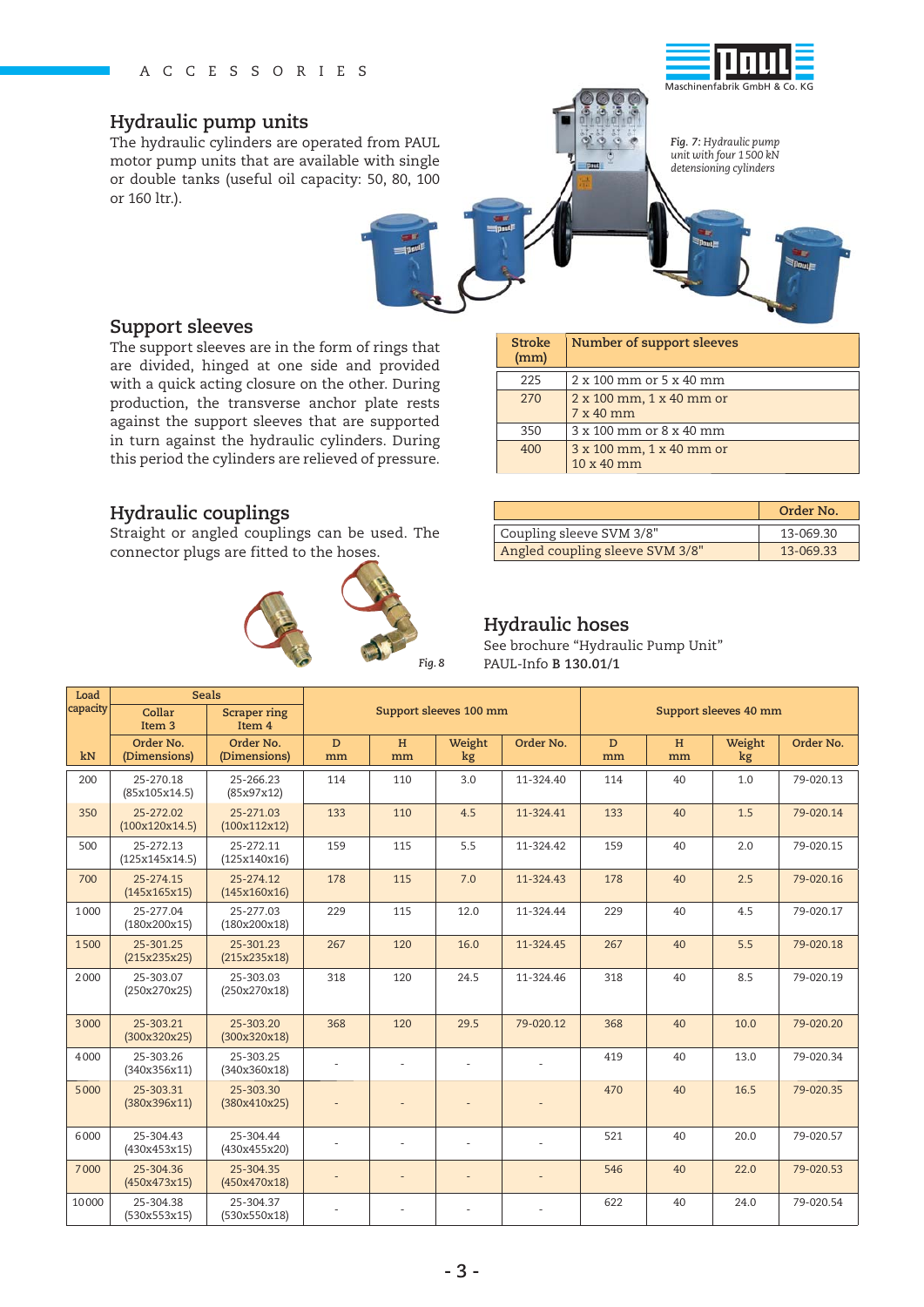ACCESSORIES

## Hydraulic pump units

The hydraulic cylinders are operated from PAUL motor pump units that are available with single or double tanks (useful oil capacity: 50, 80, 100 or 160 ltr.).

*Fig. 7: Hydraulic pump unit with four 1500 kN detensioning cylinders*

## Support sleeves

The support sleeves are in the form of rings that are divided, hinged at one side and provided with a quick acting closure on the other. During production, the transverse anchor plate rests against the support sleeves that are supported in turn against the hydraulic cylinders. During this period the cylinders are relieved of pressure.

| Stroke (mm) | Number of support sleeves |
|---|---|
| 225 | 2 x 100 mm or 5 x 40 mm |
| 270 | 2 x 100 mm, 1 x 40 mm or 7 x 40 mm |
| 350 | 3 x 100 mm or 8 x 40 mm |
| 400 | 3 x 100 mm, 1 x 40 mm or 10 x 40 mm |

## Hydraulic couplings

Straight or angled couplings can be used. The connector plugs are fitted to the hoses.

| | Order No. |
|---|---|
| Coupling sleeve SVM 3/8" | 13-069.30 |
| Angled coupling sleeve SVM 3/8" | 13-069.33 |

*Fig. 8*

## Hydraulic hoses

See brochure "Hydraulic Pump Unit" PAUL-Info **B 130.01/1**

| Load capacity | Seals | | Support sleeves 100 mm | | | | Support sleeves 40 mm | | | |
|---|---|---|---|---|---|---|---|---|---|---|
| | Collar Item 3 | Scraper ring Item 4 | | | | | | | | |
| kN | Order No. (Dimensions) | Order No. (Dimensions) | D mm | H mm | Weight kg | Order No. | D mm | H mm | Weight kg | Order No. |
| 200 | 25-270.18 (85x105x14.5) | 25-266.23 (85x97x12) | 114 | 110 | 3.0 | 11-324.40 | 114 | 40 | 1.0 | 79-020.13 |
| 350 | 25-272.02 (100x120x14.5) | 25-271.03 (100x112x12) | 133 | 110 | 4.5 | 11-324.41 | 133 | 40 | 1.5 | 79-020.14 |
| 500 | 25-272.13 (125x145x14.5) | 25-272.11 (125x140x16) | 159 | 115 | 5.5 | 11-324.42 | 159 | 40 | 2.0 | 79-020.15 |
| 700 | 25-274.15 (145x165x15) | 25-274.12 (145x160x16) | 178 | 115 | 7.0 | 11-324.43 | 178 | 40 | 2.5 | 79-020.16 |
| 1000 | 25-277.04 (180x200x15) | 25-277.03 (180x200x18) | 229 | 115 | 12.0 | 11-324.44 | 229 | 40 | 4.5 | 79-020.17 |
| 1500 | 25-301.25 (215x235x25) | 25-301.23 (215x235x18) | 267 | 120 | 16.0 | 11-324.45 | 267 | 40 | 5.5 | 79-020.18 |
| 2000 | 25-303.07 (250x270x25) | 25-303.03 (250x270x18) | 318 | 120 | 24.5 | 11-324.46 | 318 | 40 | 8.5 | 79-020.19 |
| 3000 | 25-303.21 (300x320x25) | 25-303.20 (300x320x18) | 368 | 120 | 29.5 | 79-020.12 | 368 | 40 | 10.0 | 79-020.20 |
| 4000 | 25-303.26 (340x356x11) | 25-303.25 (340x360x18) | - | - | - | - | 419 | 40 | 13.0 | 79-020.34 |
| 5000 | 25-303.31 (380x396x11) | 25-303.30 (380x410x25) | - | - | - | - | 470 | 40 | 16.5 | 79-020.35 |
| 6000 | 25-304.43 (430x453x15) | 25-304.44 (430x455x20) | - | - | - | - | 521 | 40 | 20.0 | 79-020.57 |
| 7000 | 25-304.36 (450x473x15) | 25-304.35 (450x470x18) | - | - | - | - | 546 | 40 | 22.0 | 79-020.53 |
| 10000 | 25-304.38 (530x553x15) | 25-304.37 (530x550x18) | - | - | - | - | 622 | 40 | 24.0 | 79-020.54 |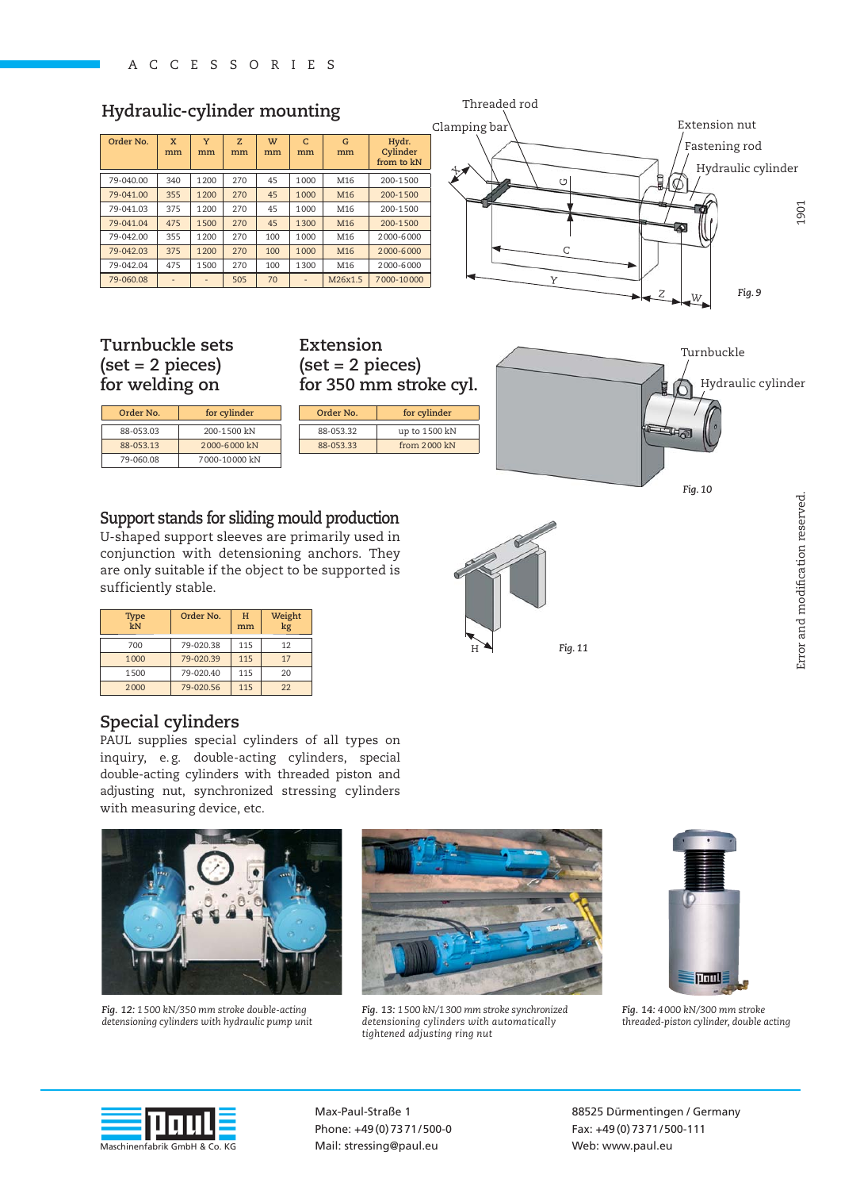ACCESSORIES

## Hydraulic-cylinder mounting

| Order No. | X mm | Y mm | Z mm | W mm | C mm | G mm | Hydr. Cylinder from to kN |
|---|---|---|---|---|---|---|---|
| 79-040.00 | 340 | 1200 | 270 | 45 | 1000 | M16 | 200-1500 |
| 79-041.00 | 355 | 1200 | 270 | 45 | 1000 | M16 | 200-1500 |
| 79-041.03 | 375 | 1200 | 270 | 45 | 1000 | M16 | 200-1500 |
| 79-041.04 | 475 | 1500 | 270 | 45 | 1300 | M16 | 200-1500 |
| 79-042.00 | 355 | 1200 | 270 | 100 | 1000 | M16 | 2000-6000 |
| 79-042.03 | 375 | 1200 | 270 | 100 | 1000 | M16 | 2000-6000 |
| 79-042.04 | 475 | 1500 | 270 | 100 | 1300 | M16 | 2000-6000 |
| 79-060.08 | - | - | 505 | 70 | - | M26x1.5 | 7000-10000 |

Threaded rod
Clamping bar
Extension nut
Fastening rod
Hydraulic cylinder
X
G
C
Y
Z
W

*Fig. 9*

## Turnbuckle sets (set = 2 pieces) for welding on

| Order No. | for cylinder |
|---|---|
| 88-053.03 | 200-1500 kN |
| 88-053.13 | 2000-6000 kN |
| 79-060.08 | 7000-10000 kN |

## Extension (set = 2 pieces) for 350 mm stroke cyl.

| Order No. | for cylinder |
|---|---|
| 88-053.32 | up to 1500 kN |
| 88-053.33 | from 2000 kN |

Turnbuckle
Hydraulic cylinder

*Fig. 10*

## Support stands for sliding mould production

U-shaped support sleeves are primarily used in conjunction with detensioning anchors. They are only suitable if the object to be supported is sufficiently stable.

| Type kN | Order No. | H mm | Weight kg |
|---|---|---|---|
| 700 | 79-020.38 | 115 | 12 |
| 1000 | 79-020.39 | 115 | 17 |
| 1500 | 79-020.40 | 115 | 20 |
| 2000 | 79-020.56 | 115 | 22 |

H

*Fig. 11*

## Special cylinders

PAUL supplies special cylinders of all types on inquiry, e.g. double-acting cylinders, special double-acting cylinders with threaded piston and adjusting nut, synchronized stressing cylinders with measuring device, etc.

*Fig. 12:* 1500 kN/350 mm stroke double-acting detensioning cylinders with hydraulic pump unit

*Fig. 13:* 1500 kN/1300 mm stroke synchronized detensioning cylinders with automatically tightened adjusting ring nut

*Fig. 14:* 4000 kN/300 mm stroke threaded-piston cylinder, double acting

Error and modification reserved.

1901

Maschinenfabrik GmbH & Co. KG
Max-Paul-Straße 1
Phone: +49 (0) 7371/500-0
Mail: stressing@paul.eu
88525 Dürmentingen / Germany
Fax: +49 (0) 7371/500-111
Web: www.paul.eu